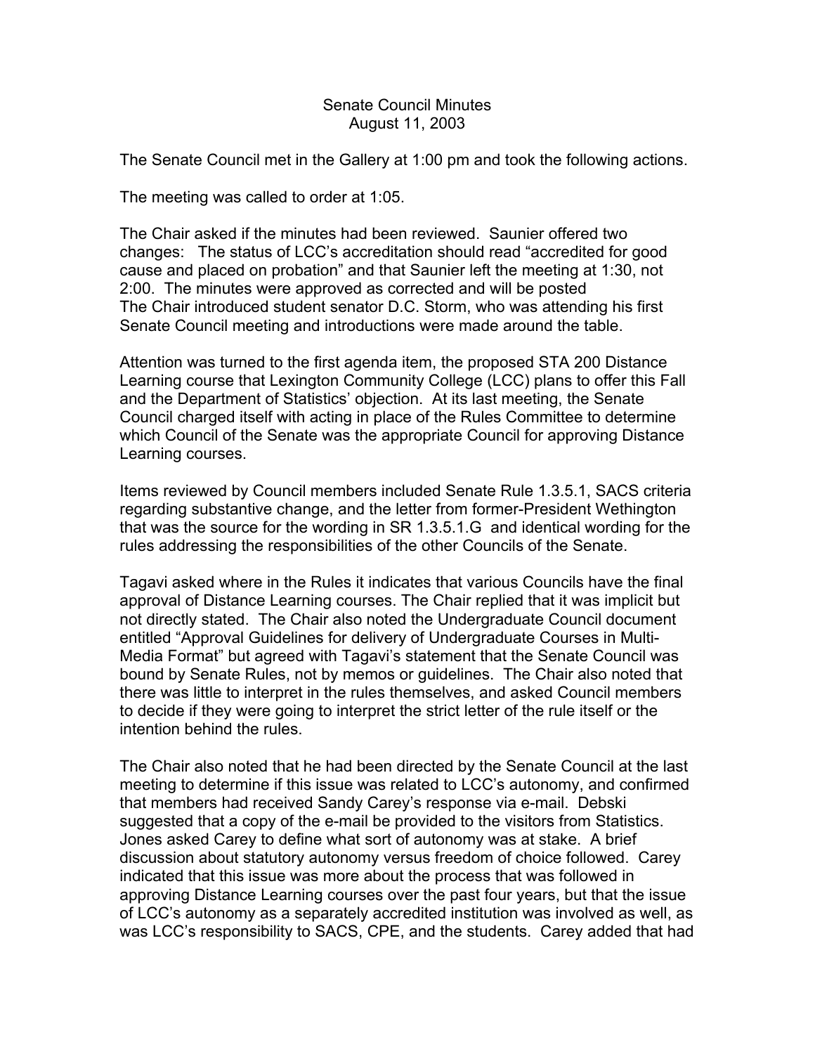# Senate Council Minutes
## August 11, 2003

The Senate Council met in the Gallery at 1:00 pm and took the following actions.

The meeting was called to order at 1:05.

The Chair asked if the minutes had been reviewed. Saunier offered two changes: The status of LCC's accreditation should read "accredited for good cause and placed on probation" and that Saunier left the meeting at 1:30, not 2:00. The minutes were approved as corrected and will be posted
The Chair introduced student senator D.C. Storm, who was attending his first Senate Council meeting and introductions were made around the table.

Attention was turned to the first agenda item, the proposed STA 200 Distance Learning course that Lexington Community College (LCC) plans to offer this Fall and the Department of Statistics' objection. At its last meeting, the Senate Council charged itself with acting in place of the Rules Committee to determine which Council of the Senate was the appropriate Council for approving Distance Learning courses.

Items reviewed by Council members included Senate Rule 1.3.5.1, SACS criteria regarding substantive change, and the letter from former-President Wethington that was the source for the wording in SR 1.3.5.1.G and identical wording for the rules addressing the responsibilities of the other Councils of the Senate.

Tagavi asked where in the Rules it indicates that various Councils have the final approval of Distance Learning courses. The Chair replied that it was implicit but not directly stated. The Chair also noted the Undergraduate Council document entitled "Approval Guidelines for delivery of Undergraduate Courses in Multi-Media Format" but agreed with Tagavi's statement that the Senate Council was bound by Senate Rules, not by memos or guidelines. The Chair also noted that there was little to interpret in the rules themselves, and asked Council members to decide if they were going to interpret the strict letter of the rule itself or the intention behind the rules.

The Chair also noted that he had been directed by the Senate Council at the last meeting to determine if this issue was related to LCC's autonomy, and confirmed that members had received Sandy Carey's response via e-mail. Debski suggested that a copy of the e-mail be provided to the visitors from Statistics. Jones asked Carey to define what sort of autonomy was at stake. A brief discussion about statutory autonomy versus freedom of choice followed. Carey indicated that this issue was more about the process that was followed in approving Distance Learning courses over the past four years, but that the issue of LCC's autonomy as a separately accredited institution was involved as well, as was LCC's responsibility to SACS, CPE, and the students. Carey added that had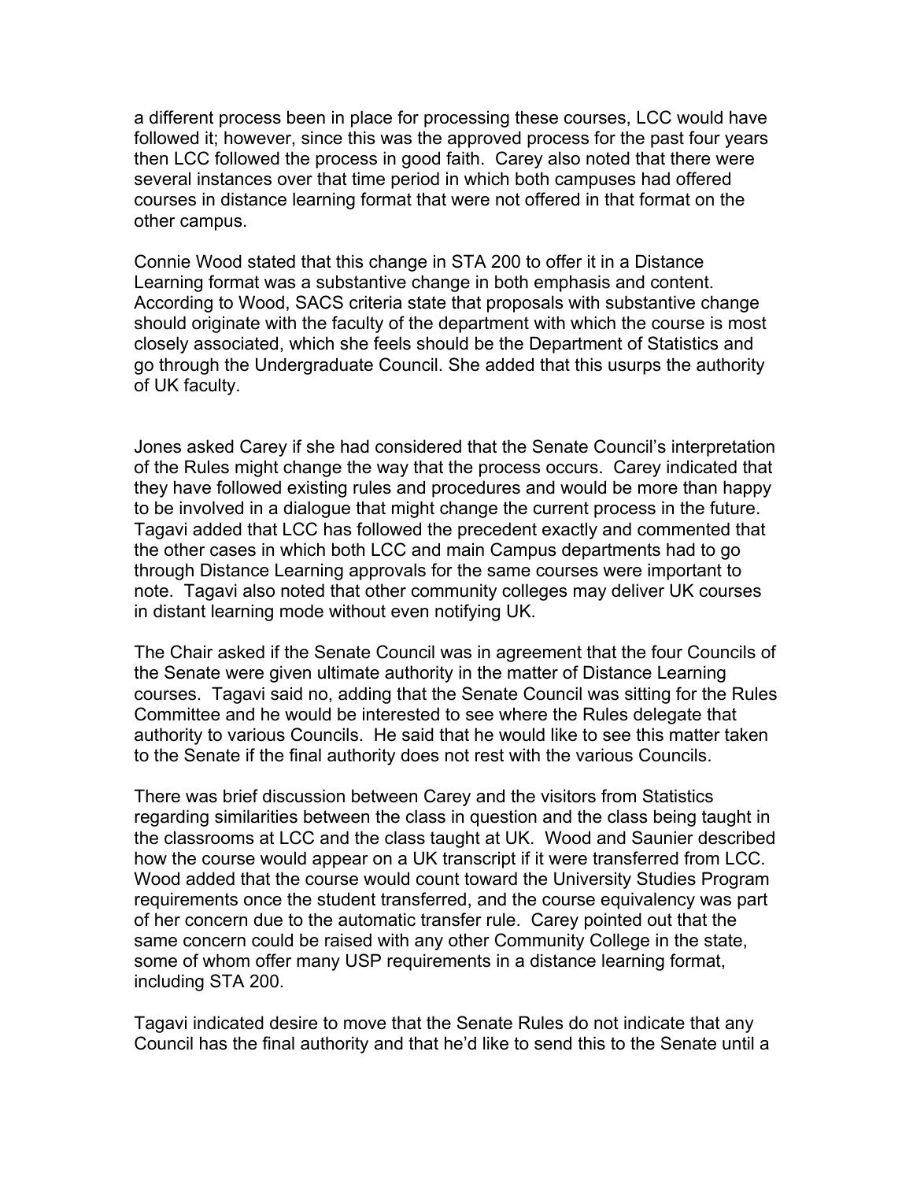a different process been in place for processing these courses, LCC would have followed it; however, since this was the approved process for the past four years then LCC followed the process in good faith. Carey also noted that there were several instances over that time period in which both campuses had offered courses in distance learning format that were not offered in that format on the other campus.

Connie Wood stated that this change in STA 200 to offer it in a Distance Learning format was a substantive change in both emphasis and content. According to Wood, SACS criteria state that proposals with substantive change should originate with the faculty of the department with which the course is most closely associated, which she feels should be the Department of Statistics and go through the Undergraduate Council. She added that this usurps the authority of UK faculty.

Jones asked Carey if she had considered that the Senate Council's interpretation of the Rules might change the way that the process occurs. Carey indicated that they have followed existing rules and procedures and would be more than happy to be involved in a dialogue that might change the current process in the future. Tagavi added that LCC has followed the precedent exactly and commented that the other cases in which both LCC and main Campus departments had to go through Distance Learning approvals for the same courses were important to note. Tagavi also noted that other community colleges may deliver UK courses in distant learning mode without even notifying UK.

The Chair asked if the Senate Council was in agreement that the four Councils of the Senate were given ultimate authority in the matter of Distance Learning courses. Tagavi said no, adding that the Senate Council was sitting for the Rules Committee and he would be interested to see where the Rules delegate that authority to various Councils. He said that he would like to see this matter taken to the Senate if the final authority does not rest with the various Councils.

There was brief discussion between Carey and the visitors from Statistics regarding similarities between the class in question and the class being taught in the classrooms at LCC and the class taught at UK. Wood and Saunier described how the course would appear on a UK transcript if it were transferred from LCC. Wood added that the course would count toward the University Studies Program requirements once the student transferred, and the course equivalency was part of her concern due to the automatic transfer rule. Carey pointed out that the same concern could be raised with any other Community College in the state, some of whom offer many USP requirements in a distance learning format, including STA 200.

Tagavi indicated desire to move that the Senate Rules do not indicate that any Council has the final authority and that he'd like to send this to the Senate until a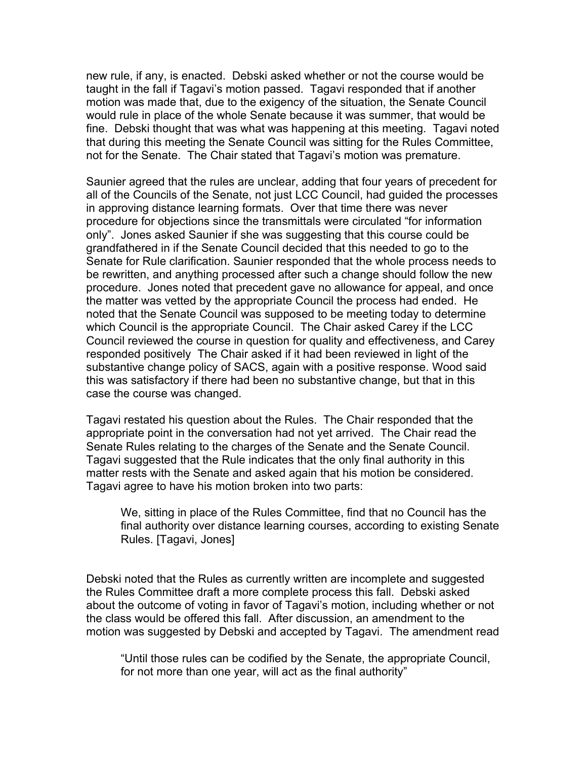new rule, if any, is enacted. Debski asked whether or not the course would be taught in the fall if Tagavi's motion passed. Tagavi responded that if another motion was made that, due to the exigency of the situation, the Senate Council would rule in place of the whole Senate because it was summer, that would be fine. Debski thought that was what was happening at this meeting. Tagavi noted that during this meeting the Senate Council was sitting for the Rules Committee, not for the Senate. The Chair stated that Tagavi's motion was premature.

Saunier agreed that the rules are unclear, adding that four years of precedent for all of the Councils of the Senate, not just LCC Council, had guided the processes in approving distance learning formats. Over that time there was never procedure for objections since the transmittals were circulated "for information only". Jones asked Saunier if she was suggesting that this course could be grandfathered in if the Senate Council decided that this needed to go to the Senate for Rule clarification. Saunier responded that the whole process needs to be rewritten, and anything processed after such a change should follow the new procedure. Jones noted that precedent gave no allowance for appeal, and once the matter was vetted by the appropriate Council the process had ended. He noted that the Senate Council was supposed to be meeting today to determine which Council is the appropriate Council. The Chair asked Carey if the LCC Council reviewed the course in question for quality and effectiveness, and Carey responded positively The Chair asked if it had been reviewed in light of the substantive change policy of SACS, again with a positive response. Wood said this was satisfactory if there had been no substantive change, but that in this case the course was changed.

Tagavi restated his question about the Rules. The Chair responded that the appropriate point in the conversation had not yet arrived. The Chair read the Senate Rules relating to the charges of the Senate and the Senate Council. Tagavi suggested that the Rule indicates that the only final authority in this matter rests with the Senate and asked again that his motion be considered. Tagavi agree to have his motion broken into two parts:

> We, sitting in place of the Rules Committee, find that no Council has the final authority over distance learning courses, according to existing Senate Rules. [Tagavi, Jones]

Debski noted that the Rules as currently written are incomplete and suggested the Rules Committee draft a more complete process this fall. Debski asked about the outcome of voting in favor of Tagavi's motion, including whether or not the class would be offered this fall. After discussion, an amendment to the motion was suggested by Debski and accepted by Tagavi. The amendment read

> "Until those rules can be codified by the Senate, the appropriate Council, for not more than one year, will act as the final authority"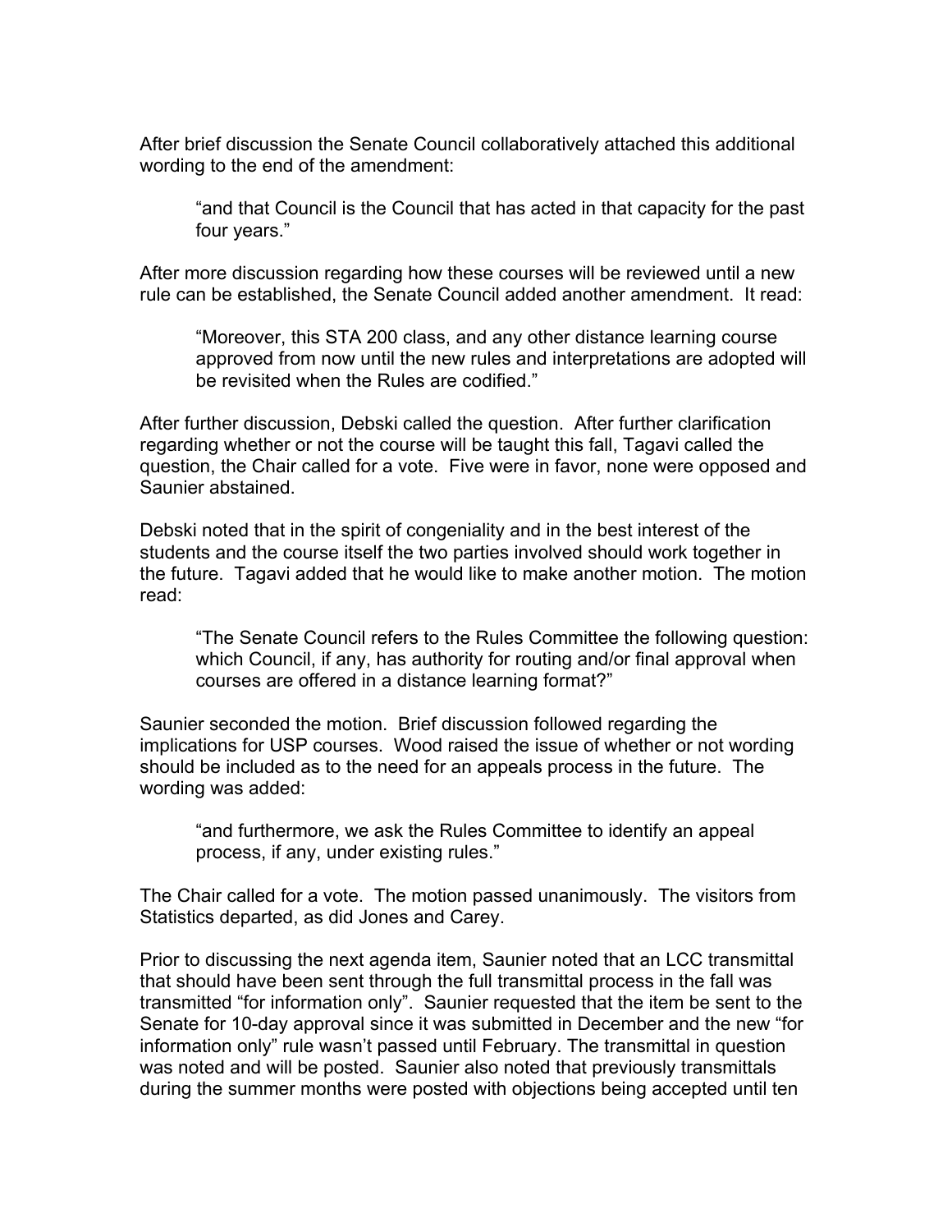After brief discussion the Senate Council collaboratively attached this additional wording to the end of the amendment:

> "and that Council is the Council that has acted in that capacity for the past four years."

After more discussion regarding how these courses will be reviewed until a new rule can be established, the Senate Council added another amendment. It read:

> "Moreover, this STA 200 class, and any other distance learning course approved from now until the new rules and interpretations are adopted will be revisited when the Rules are codified."

After further discussion, Debski called the question. After further clarification regarding whether or not the course will be taught this fall, Tagavi called the question, the Chair called for a vote. Five were in favor, none were opposed and Saunier abstained.

Debski noted that in the spirit of congeniality and in the best interest of the students and the course itself the two parties involved should work together in the future. Tagavi added that he would like to make another motion. The motion read:

> "The Senate Council refers to the Rules Committee the following question: which Council, if any, has authority for routing and/or final approval when courses are offered in a distance learning format?"

Saunier seconded the motion. Brief discussion followed regarding the implications for USP courses. Wood raised the issue of whether or not wording should be included as to the need for an appeals process in the future. The wording was added:

> "and furthermore, we ask the Rules Committee to identify an appeal process, if any, under existing rules."

The Chair called for a vote. The motion passed unanimously. The visitors from Statistics departed, as did Jones and Carey.

Prior to discussing the next agenda item, Saunier noted that an LCC transmittal that should have been sent through the full transmittal process in the fall was transmitted "for information only". Saunier requested that the item be sent to the Senate for 10-day approval since it was submitted in December and the new "for information only" rule wasn't passed until February. The transmittal in question was noted and will be posted. Saunier also noted that previously transmittals during the summer months were posted with objections being accepted until ten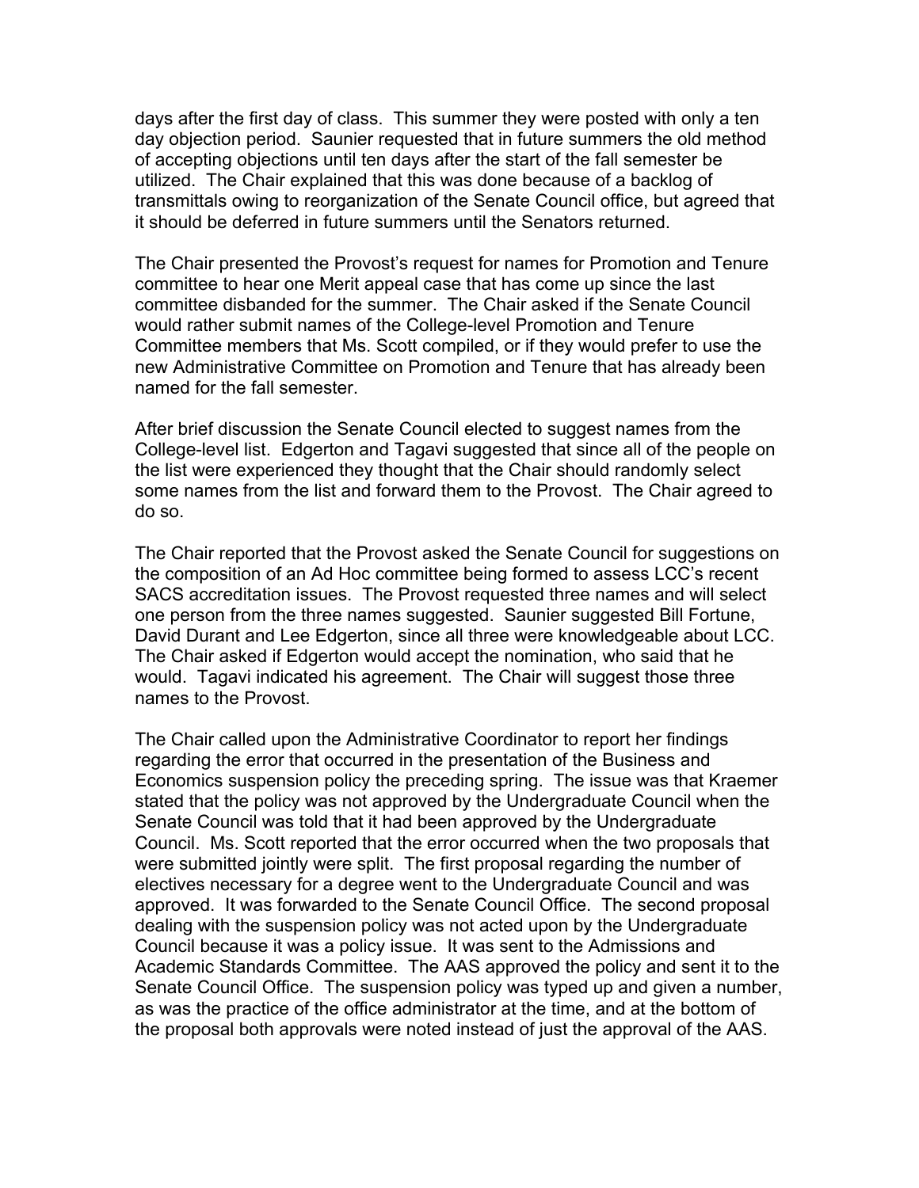days after the first day of class. This summer they were posted with only a ten day objection period. Saunier requested that in future summers the old method of accepting objections until ten days after the start of the fall semester be utilized. The Chair explained that this was done because of a backlog of transmittals owing to reorganization of the Senate Council office, but agreed that it should be deferred in future summers until the Senators returned.

The Chair presented the Provost's request for names for Promotion and Tenure committee to hear one Merit appeal case that has come up since the last committee disbanded for the summer. The Chair asked if the Senate Council would rather submit names of the College-level Promotion and Tenure Committee members that Ms. Scott compiled, or if they would prefer to use the new Administrative Committee on Promotion and Tenure that has already been named for the fall semester.

After brief discussion the Senate Council elected to suggest names from the College-level list. Edgerton and Tagavi suggested that since all of the people on the list were experienced they thought that the Chair should randomly select some names from the list and forward them to the Provost. The Chair agreed to do so.

The Chair reported that the Provost asked the Senate Council for suggestions on the composition of an Ad Hoc committee being formed to assess LCC's recent SACS accreditation issues. The Provost requested three names and will select one person from the three names suggested. Saunier suggested Bill Fortune, David Durant and Lee Edgerton, since all three were knowledgeable about LCC. The Chair asked if Edgerton would accept the nomination, who said that he would. Tagavi indicated his agreement. The Chair will suggest those three names to the Provost.

The Chair called upon the Administrative Coordinator to report her findings regarding the error that occurred in the presentation of the Business and Economics suspension policy the preceding spring. The issue was that Kraemer stated that the policy was not approved by the Undergraduate Council when the Senate Council was told that it had been approved by the Undergraduate Council. Ms. Scott reported that the error occurred when the two proposals that were submitted jointly were split. The first proposal regarding the number of electives necessary for a degree went to the Undergraduate Council and was approved. It was forwarded to the Senate Council Office. The second proposal dealing with the suspension policy was not acted upon by the Undergraduate Council because it was a policy issue. It was sent to the Admissions and Academic Standards Committee. The AAS approved the policy and sent it to the Senate Council Office. The suspension policy was typed up and given a number, as was the practice of the office administrator at the time, and at the bottom of the proposal both approvals were noted instead of just the approval of the AAS.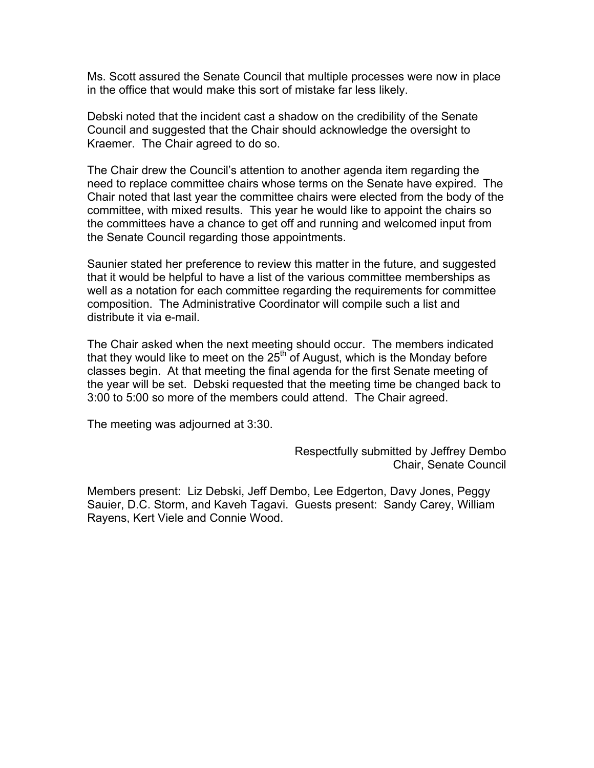Ms. Scott assured the Senate Council that multiple processes were now in place in the office that would make this sort of mistake far less likely.

Debski noted that the incident cast a shadow on the credibility of the Senate Council and suggested that the Chair should acknowledge the oversight to Kraemer. The Chair agreed to do so.

The Chair drew the Council's attention to another agenda item regarding the need to replace committee chairs whose terms on the Senate have expired. The Chair noted that last year the committee chairs were elected from the body of the committee, with mixed results. This year he would like to appoint the chairs so the committees have a chance to get off and running and welcomed input from the Senate Council regarding those appointments.

Saunier stated her preference to review this matter in the future, and suggested that it would be helpful to have a list of the various committee memberships as well as a notation for each committee regarding the requirements for committee composition. The Administrative Coordinator will compile such a list and distribute it via e-mail.

The Chair asked when the next meeting should occur. The members indicated that they would like to meet on the 25th of August, which is the Monday before classes begin. At that meeting the final agenda for the first Senate meeting of the year will be set. Debski requested that the meeting time be changed back to 3:00 to 5:00 so more of the members could attend. The Chair agreed.

The meeting was adjourned at 3:30.

Respectfully submitted by Jeffrey Dembo
Chair, Senate Council

Members present: Liz Debski, Jeff Dembo, Lee Edgerton, Davy Jones, Peggy Sauier, D.C. Storm, and Kaveh Tagavi. Guests present: Sandy Carey, William Rayens, Kert Viele and Connie Wood.